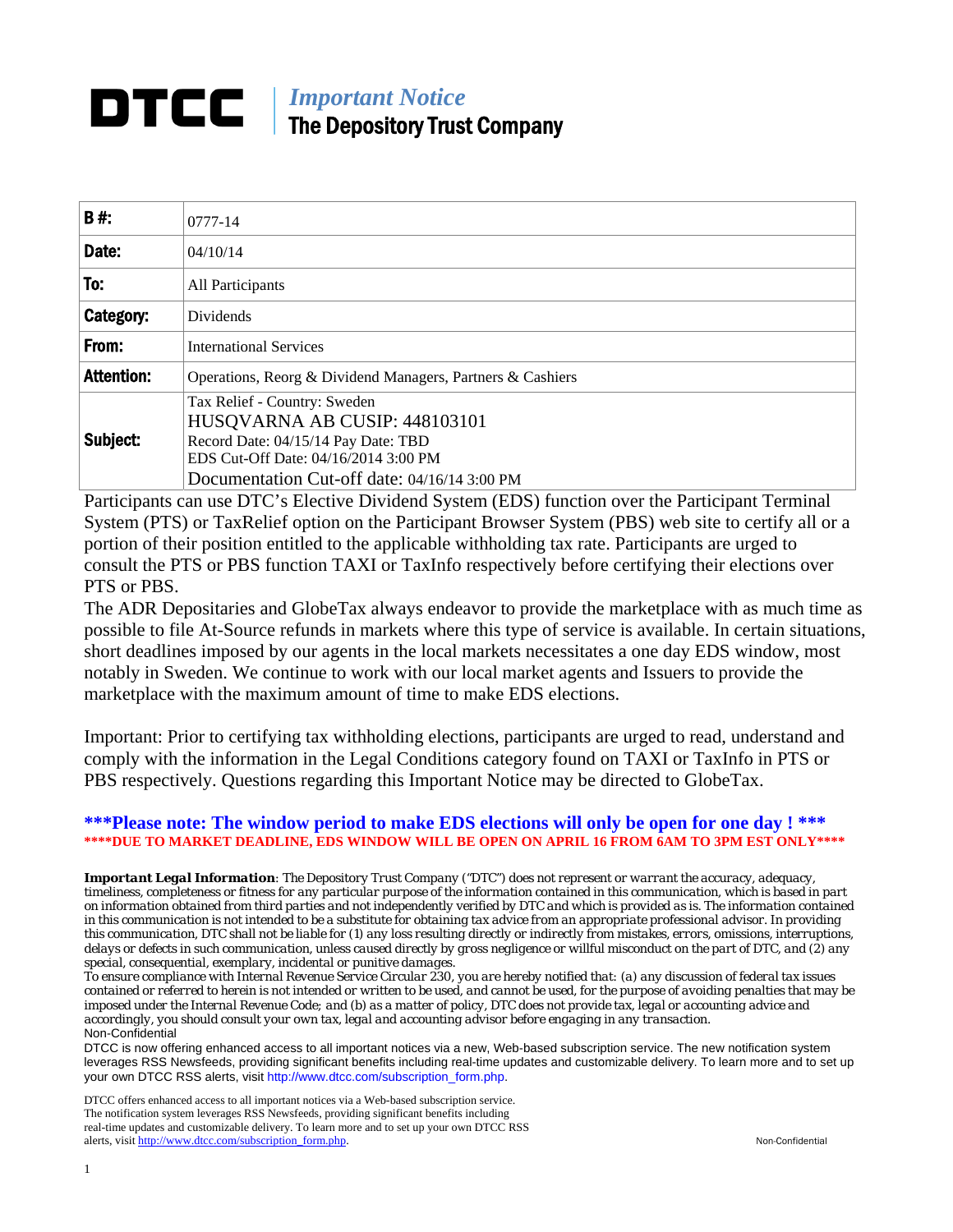# DTCC

## *Important Notice*
## The Depository Trust Company

| | |
|---|---|
| **B #:** | 0777-14 |
| **Date:** | 04/10/14 |
| **To:** | All Participants |
| **Category:** | Dividends |
| **From:** | International Services |
| **Attention:** | Operations, Reorg & Dividend Managers, Partners & Cashiers |
| **Subject:** | Tax Relief - Country: Sweden<br>HUSQVARNA AB CUSIP: 448103101<br>Record Date: 04/15/14 Pay Date: TBD<br>EDS Cut-Off Date: 04/16/2014 3:00 PM<br>Documentation Cut-off date: 04/16/14 3:00 PM |

Participants can use DTC's Elective Dividend System (EDS) function over the Participant Terminal System (PTS) or TaxRelief option on the Participant Browser System (PBS) web site to certify all or a portion of their position entitled to the applicable withholding tax rate. Participants are urged to consult the PTS or PBS function TAXI or TaxInfo respectively before certifying their elections over PTS or PBS.

The ADR Depositaries and GlobeTax always endeavor to provide the marketplace with as much time as possible to file At-Source refunds in markets where this type of service is available. In certain situations, short deadlines imposed by our agents in the local markets necessitates a one day EDS window, most notably in Sweden. We continue to work with our local market agents and Issuers to provide the marketplace with the maximum amount of time to make EDS elections.

Important: Prior to certifying tax withholding elections, participants are urged to read, understand and comply with the information in the Legal Conditions category found on TAXI or TaxInfo in PTS or PBS respectively. Questions regarding this Important Notice may be directed to GlobeTax.

**\*\*\*Please note: The window period to make EDS elections will only be open for one day ! \*\*\***

**\*\*\*\*DUE TO MARKET DEADLINE, EDS WINDOW WILL BE OPEN ON APRIL 16 FROM 6AM TO 3PM EST ONLY\*\*\*\***

***Important Legal Information**: The Depository Trust Company ("DTC") does not represent or warrant the accuracy, adequacy, timeliness, completeness or fitness for any particular purpose of the information contained in this communication, which is based in part on information obtained from third parties and not independently verified by DTC and which is provided as is. The information contained in this communication is not intended to be a substitute for obtaining tax advice from an appropriate professional advisor. In providing this communication, DTC shall not be liable for (1) any loss resulting directly or indirectly from mistakes, errors, omissions, interruptions, delays or defects in such communication, unless caused directly by gross negligence or willful misconduct on the part of DTC, and (2) any special, consequential, exemplary, incidental or punitive damages.*

*To ensure compliance with Internal Revenue Service Circular 230, you are hereby notified that: (a) any discussion of federal tax issues contained or referred to herein is not intended or written to be used, and cannot be used, for the purpose of avoiding penalties that may be imposed under the Internal Revenue Code; and (b) as a matter of policy, DTC does not provide tax, legal or accounting advice and accordingly, you should consult your own tax, legal and accounting advisor before engaging in any transaction.*

Non-Confidential

DTCC is now offering enhanced access to all important notices via a new, Web-based subscription service. The new notification system leverages RSS Newsfeeds, providing significant benefits including real-time updates and customizable delivery. To learn more and to set up your own DTCC RSS alerts, visit http://www.dtcc.com/subscription_form.php.

DTCC offers enhanced access to all important notices via a Web-based subscription service. The notification system leverages RSS Newsfeeds, providing significant benefits including real-time updates and customizable delivery. To learn more and to set up your own DTCC RSS alerts, visit http://www.dtcc.com/subscription_form.php.

Non-Confidential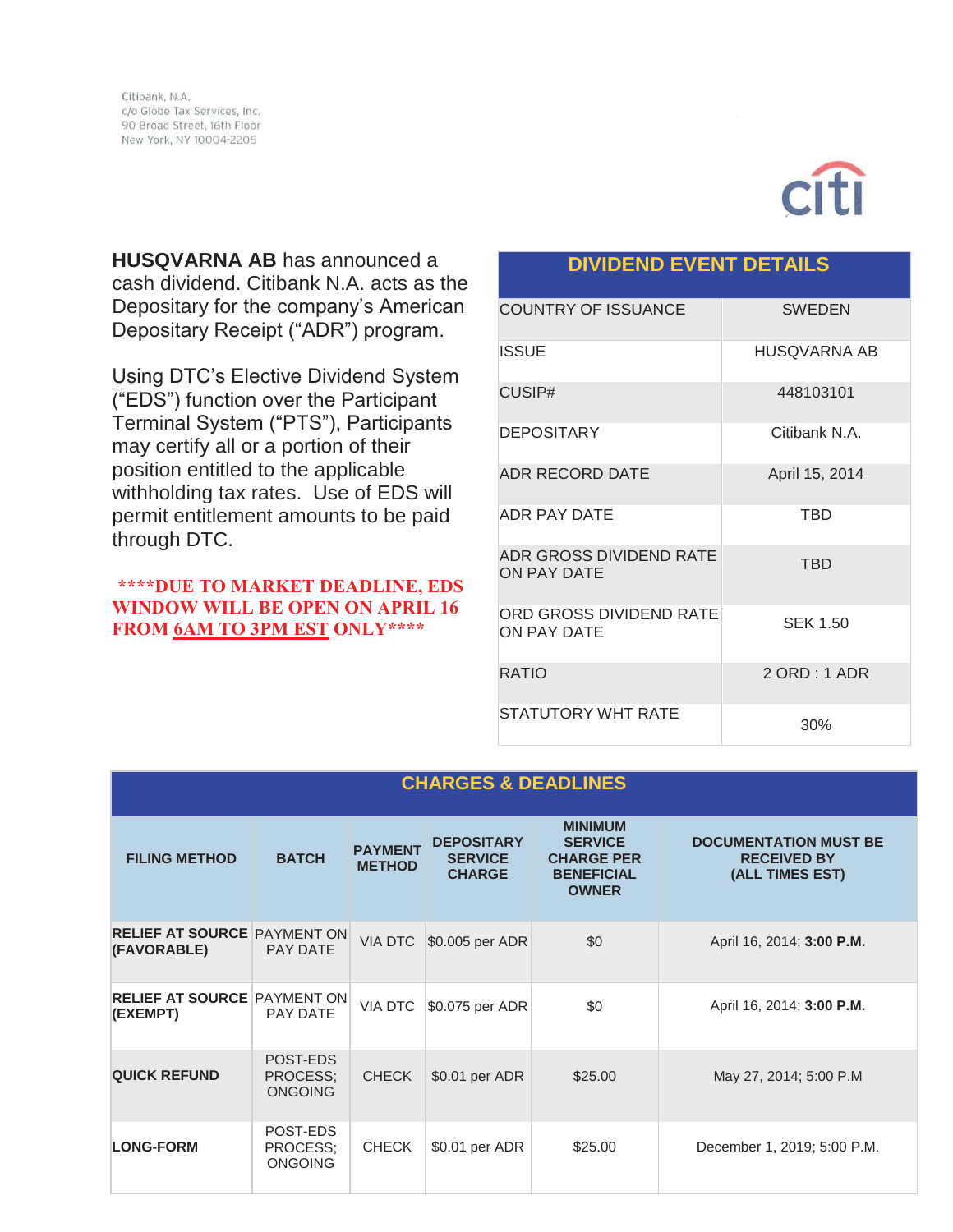Citibank, N.A.
c/o Globe Tax Services, Inc.
90 Broad Street, 16th Floor
New York, NY 10004-2205

**HUSQVARNA AB** has announced a cash dividend. Citibank N.A. acts as the Depositary for the company's American Depositary Receipt ("ADR") program.

Using DTC's Elective Dividend System ("EDS") function over the Participant Terminal System ("PTS"), Participants may certify all or a portion of their position entitled to the applicable withholding tax rates. Use of EDS will permit entitlement amounts to be paid through DTC.

**\*\*\*\*DUE TO MARKET DEADLINE, EDS WINDOW WILL BE OPEN ON APRIL 16 FROM 6AM TO 3PM EST ONLY\*\*\*\***

| DIVIDEND EVENT DETAILS | |
|---|---|
| COUNTRY OF ISSUANCE | SWEDEN |
| ISSUE | HUSQVARNA AB |
| CUSIP# | 448103101 |
| DEPOSITARY | Citibank N.A. |
| ADR RECORD DATE | April 15, 2014 |
| ADR PAY DATE | TBD |
| ADR GROSS DIVIDEND RATE ON PAY DATE | TBD |
| ORD GROSS DIVIDEND RATE ON PAY DATE | SEK 1.50 |
| RATIO | 2 ORD : 1 ADR |
| STATUTORY WHT RATE | 30% |

## CHARGES & DEADLINES

| FILING METHOD | BATCH | PAYMENT METHOD | DEPOSITARY SERVICE CHARGE | MINIMUM SERVICE CHARGE PER BENEFICIAL OWNER | DOCUMENTATION MUST BE RECEIVED BY (ALL TIMES EST) |
|---|---|---|---|---|---|
| RELIEF AT SOURCE (FAVORABLE) | PAYMENT ON PAY DATE | VIA DTC | $0.005 per ADR | $0 | April 16, 2014; **3:00 P.M.** |
| RELIEF AT SOURCE (EXEMPT) | PAYMENT ON PAY DATE | VIA DTC | $0.075 per ADR | $0 | April 16, 2014; **3:00 P.M.** |
| QUICK REFUND | POST-EDS PROCESS; ONGOING | CHECK | $0.01 per ADR | $25.00 | May 27, 2014; 5:00 P.M |
| LONG-FORM | POST-EDS PROCESS; ONGOING | CHECK | $0.01 per ADR | $25.00 | December 1, 2019; 5:00 P.M. |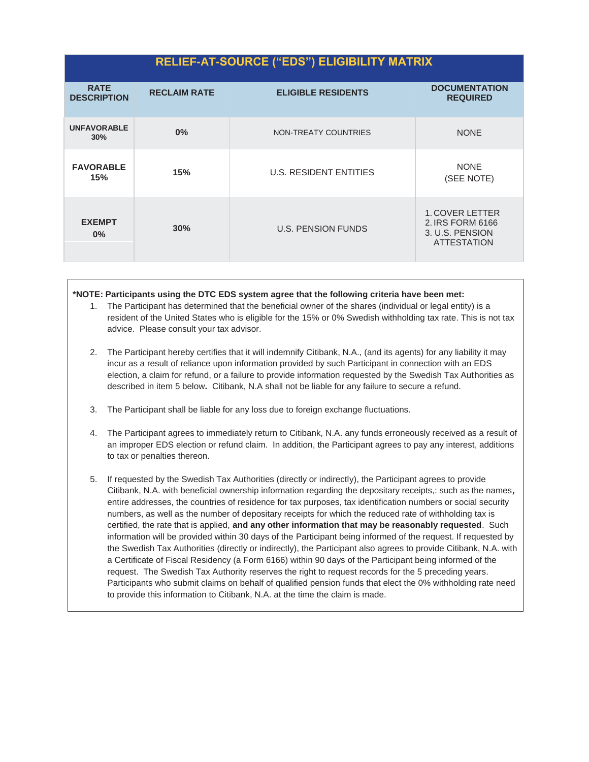| RELIEF-AT-SOURCE ("EDS") ELIGIBILITY MATRIX | | | |
|---|---|---|---|
| **RATE DESCRIPTION** | **RECLAIM RATE** | **ELIGIBLE RESIDENTS** | **DOCUMENTATION REQUIRED** |
| **UNFAVORABLE 30%** | **0%** | NON-TREATY COUNTRIES | NONE |
| **FAVORABLE 15%** | **15%** | U.S. RESIDENT ENTITIES | NONE (SEE NOTE) |
| **EXEMPT 0%** | **30%** | U.S. PENSION FUNDS | 1. COVER LETTER 2. IRS FORM 6166 3. U.S. PENSION ATTESTATION |

**\*NOTE: Participants using the DTC EDS system agree that the following criteria have been met:**

1. The Participant has determined that the beneficial owner of the shares (individual or legal entity) is a resident of the United States who is eligible for the 15% or 0% Swedish withholding tax rate. This is not tax advice. Please consult your tax advisor.

2. The Participant hereby certifies that it will indemnify Citibank, N.A., (and its agents) for any liability it may incur as a result of reliance upon information provided by such Participant in connection with an EDS election, a claim for refund, or a failure to provide information requested by the Swedish Tax Authorities as described in item 5 below**.** Citibank, N.A shall not be liable for any failure to secure a refund.

3. The Participant shall be liable for any loss due to foreign exchange fluctuations.

4. The Participant agrees to immediately return to Citibank, N.A. any funds erroneously received as a result of an improper EDS election or refund claim. In addition, the Participant agrees to pay any interest, additions to tax or penalties thereon.

5. If requested by the Swedish Tax Authorities (directly or indirectly), the Participant agrees to provide Citibank, N.A. with beneficial ownership information regarding the depositary receipts,: such as the names**,** entire addresses, the countries of residence for tax purposes, tax identification numbers or social security numbers, as well as the number of depositary receipts for which the reduced rate of withholding tax is certified, the rate that is applied, **and any other information that may be reasonably requested**. Such information will be provided within 30 days of the Participant being informed of the request. If requested by the Swedish Tax Authorities (directly or indirectly), the Participant also agrees to provide Citibank, N.A. with a Certificate of Fiscal Residency (a Form 6166) within 90 days of the Participant being informed of the request. The Swedish Tax Authority reserves the right to request records for the 5 preceding years. Participants who submit claims on behalf of qualified pension funds that elect the 0% withholding rate need to provide this information to Citibank, N.A. at the time the claim is made.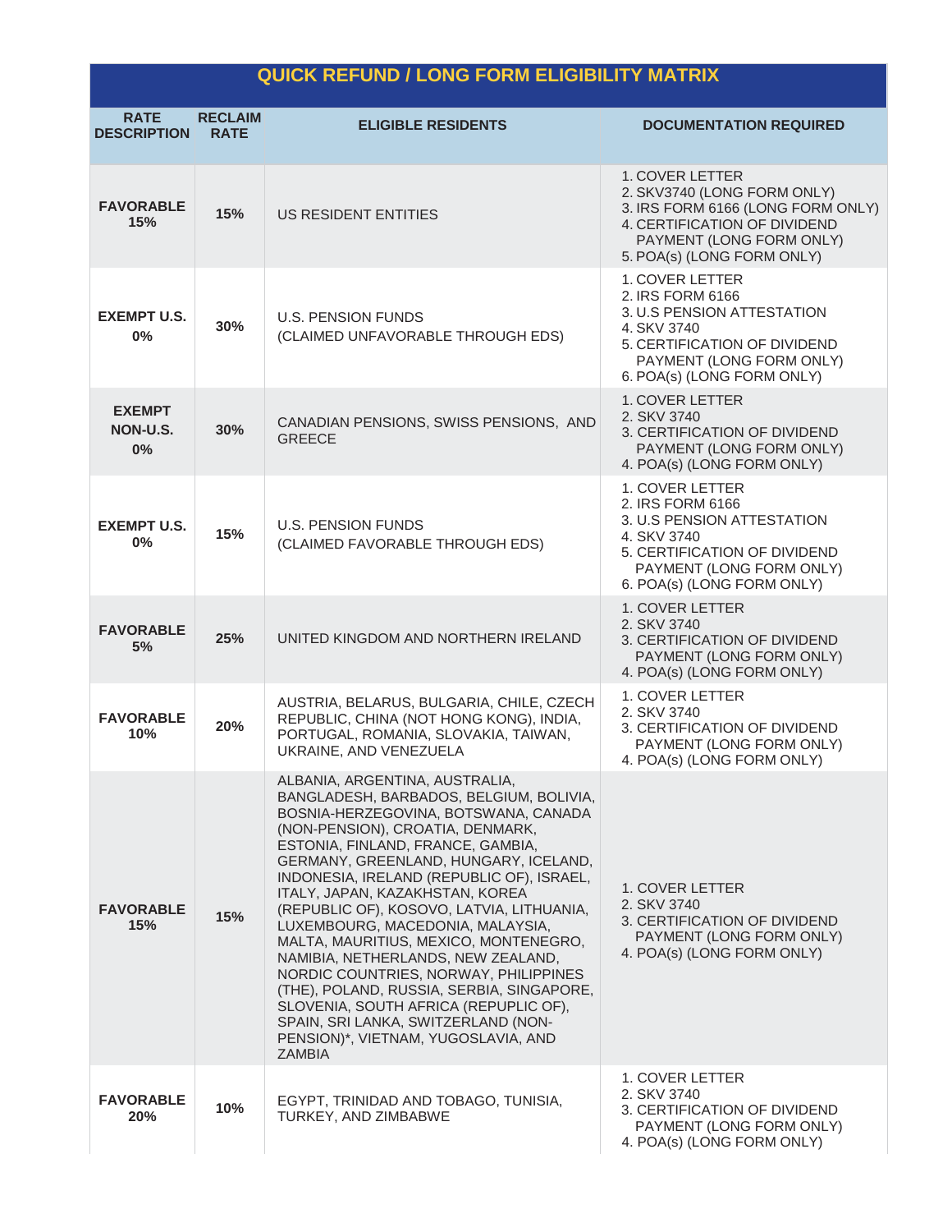| QUICK REFUND / LONG FORM ELIGIBILITY MATRIX | | | |
|---|---|---|---|
| **RATE DESCRIPTION** | **RECLAIM RATE** | **ELIGIBLE RESIDENTS** | **DOCUMENTATION REQUIRED** |
| **FAVORABLE 15%** | **15%** | US RESIDENT ENTITIES | 1. COVER LETTER<br>2. SKV3740 (LONG FORM ONLY)<br>3. IRS FORM 6166 (LONG FORM ONLY)<br>4. CERTIFICATION OF DIVIDEND PAYMENT (LONG FORM ONLY)<br>5. POA(s) (LONG FORM ONLY) |
| **EXEMPT U.S. 0%** | **30%** | U.S. PENSION FUNDS<br>(CLAIMED UNFAVORABLE THROUGH EDS) | 1. COVER LETTER<br>2. IRS FORM 6166<br>3. U.S PENSION ATTESTATION<br>4. SKV 3740<br>5. CERTIFICATION OF DIVIDEND PAYMENT (LONG FORM ONLY)<br>6. POA(s) (LONG FORM ONLY) |
| **EXEMPT NON-U.S. 0%** | **30%** | CANADIAN PENSIONS, SWISS PENSIONS, AND GREECE | 1. COVER LETTER<br>2. SKV 3740<br>3. CERTIFICATION OF DIVIDEND PAYMENT (LONG FORM ONLY)<br>4. POA(s) (LONG FORM ONLY) |
| **EXEMPT U.S. 0%** | **15%** | U.S. PENSION FUNDS<br>(CLAIMED FAVORABLE THROUGH EDS) | 1. COVER LETTER<br>2. IRS FORM 6166<br>3. U.S PENSION ATTESTATION<br>4. SKV 3740<br>5. CERTIFICATION OF DIVIDEND PAYMENT (LONG FORM ONLY)<br>6. POA(s) (LONG FORM ONLY) |
| **FAVORABLE 5%** | **25%** | UNITED KINGDOM AND NORTHERN IRELAND | 1. COVER LETTER<br>2. SKV 3740<br>3. CERTIFICATION OF DIVIDEND PAYMENT (LONG FORM ONLY)<br>4. POA(s) (LONG FORM ONLY) |
| **FAVORABLE 10%** | **20%** | AUSTRIA, BELARUS, BULGARIA, CHILE, CZECH REPUBLIC, CHINA (NOT HONG KONG), INDIA, PORTUGAL, ROMANIA, SLOVAKIA, TAIWAN, UKRAINE, AND VENEZUELA | 1. COVER LETTER<br>2. SKV 3740<br>3. CERTIFICATION OF DIVIDEND PAYMENT (LONG FORM ONLY)<br>4. POA(s) (LONG FORM ONLY) |
| **FAVORABLE 15%** | **15%** | ALBANIA, ARGENTINA, AUSTRALIA, BANGLADESH, BARBADOS, BELGIUM, BOLIVIA, BOSNIA-HERZEGOVINA, BOTSWANA, CANADA (NON-PENSION), CROATIA, DENMARK, ESTONIA, FINLAND, FRANCE, GAMBIA, GERMANY, GREENLAND, HUNGARY, ICELAND, INDONESIA, IRELAND (REPUBLIC OF), ISRAEL, ITALY, JAPAN, KAZAKHSTAN, KOREA (REPUBLIC OF), KOSOVO, LATVIA, LITHUANIA, LUXEMBOURG, MACEDONIA, MALAYSIA, MALTA, MAURITIUS, MEXICO, MONTENEGRO, NAMIBIA, NETHERLANDS, NEW ZEALAND, NORDIC COUNTRIES, NORWAY, PHILIPPINES (THE), POLAND, RUSSIA, SERBIA, SINGAPORE, SLOVENIA, SOUTH AFRICA (REPUPLIC OF), SPAIN, SRI LANKA, SWITZERLAND (NON-PENSION)*, VIETNAM, YUGOSLAVIA, AND ZAMBIA | 1. COVER LETTER<br>2. SKV 3740<br>3. CERTIFICATION OF DIVIDEND PAYMENT (LONG FORM ONLY)<br>4. POA(s) (LONG FORM ONLY) |
| **FAVORABLE 20%** | **10%** | EGYPT, TRINIDAD AND TOBAGO, TUNISIA, TURKEY, AND ZIMBABWE | 1. COVER LETTER<br>2. SKV 3740<br>3. CERTIFICATION OF DIVIDEND PAYMENT (LONG FORM ONLY)<br>4. POA(s) (LONG FORM ONLY) |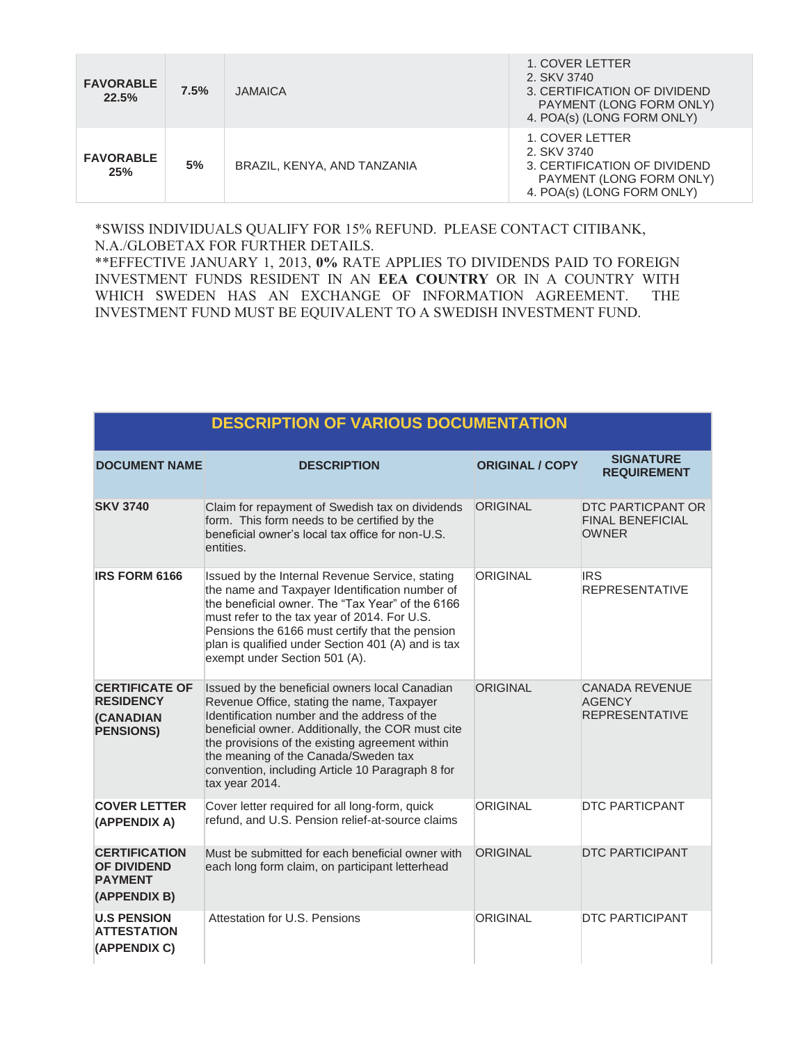| | | | |
|---|---|---|---|
| **FAVORABLE 22.5%** | **7.5%** | JAMAICA | 1. COVER LETTER<br>2. SKV 3740<br>3. CERTIFICATION OF DIVIDEND PAYMENT (LONG FORM ONLY)<br>4. POA(s) (LONG FORM ONLY) |
| **FAVORABLE 25%** | **5%** | BRAZIL, KENYA, AND TANZANIA | 1. COVER LETTER<br>2. SKV 3740<br>3. CERTIFICATION OF DIVIDEND PAYMENT (LONG FORM ONLY)<br>4. POA(s) (LONG FORM ONLY) |

*SWISS INDIVIDUALS QUALIFY FOR 15% REFUND. PLEASE CONTACT CITIBANK, N.A./GLOBETAX FOR FURTHER DETAILS.
**EFFECTIVE JANUARY 1, 2013, **0%** RATE APPLIES TO DIVIDENDS PAID TO FOREIGN INVESTMENT FUNDS RESIDENT IN AN **EEA COUNTRY** OR IN A COUNTRY WITH WHICH SWEDEN HAS AN EXCHANGE OF INFORMATION AGREEMENT. THE INVESTMENT FUND MUST BE EQUIVALENT TO A SWEDISH INVESTMENT FUND.

## DESCRIPTION OF VARIOUS DOCUMENTATION

| DOCUMENT NAME | DESCRIPTION | ORIGINAL / COPY | SIGNATURE REQUIREMENT |
|---|---|---|---|
| **SKV 3740** | Claim for repayment of Swedish tax on dividends form. This form needs to be certified by the beneficial owner's local tax office for non-U.S. entities. | ORIGINAL | DTC PARTICPANT OR FINAL BENEFICIAL OWNER |
| **IRS FORM 6166** | Issued by the Internal Revenue Service, stating the name and Taxpayer Identification number of the beneficial owner. The "Tax Year" of the 6166 must refer to the tax year of 2014. For U.S. Pensions the 6166 must certify that the pension plan is qualified under Section 401 (A) and is tax exempt under Section 501 (A). | ORIGINAL | IRS REPRESENTATIVE |
| **CERTIFICATE OF RESIDENCY (CANADIAN PENSIONS)** | Issued by the beneficial owners local Canadian Revenue Office, stating the name, Taxpayer Identification number and the address of the beneficial owner. Additionally, the COR must cite the provisions of the existing agreement within the meaning of the Canada/Sweden tax convention, including Article 10 Paragraph 8 for tax year 2014. | ORIGINAL | CANADA REVENUE AGENCY REPRESENTATIVE |
| **COVER LETTER (APPENDIX A)** | Cover letter required for all long-form, quick refund, and U.S. Pension relief-at-source claims | ORIGINAL | DTC PARTICPANT |
| **CERTIFICATION OF DIVIDEND PAYMENT (APPENDIX B)** | Must be submitted for each beneficial owner with each long form claim, on participant letterhead | ORIGINAL | DTC PARTICIPANT |
| **U.S PENSION ATTESTATION (APPENDIX C)** | Attestation for U.S. Pensions | ORIGINAL | DTC PARTICIPANT |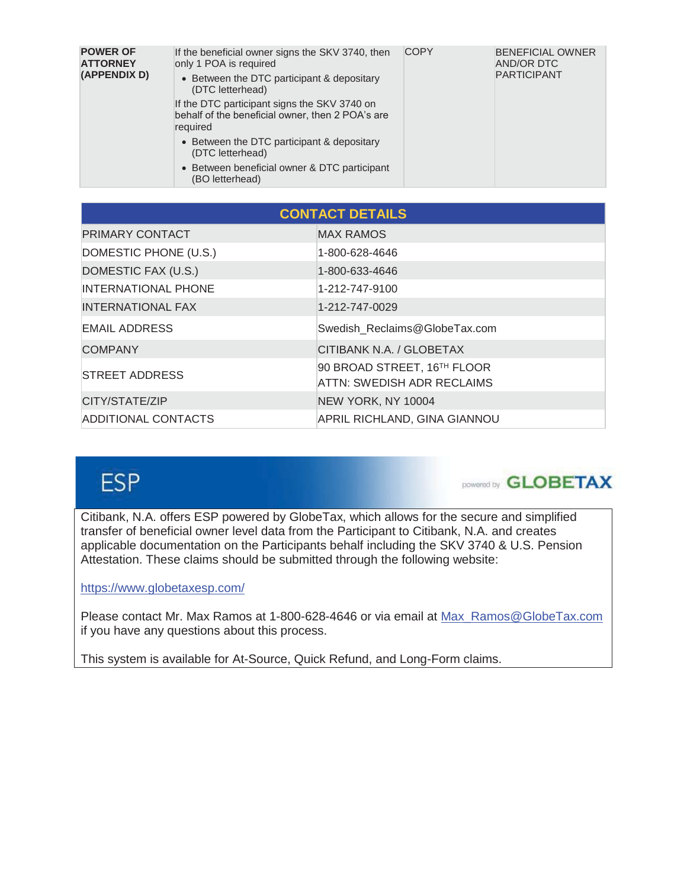| **POWER OF ATTORNEY (APPENDIX D)** | If the beneficial owner signs the SKV 3740, then only 1 POA is required<br>• Between the DTC participant & depositary (DTC letterhead)<br>If the DTC participant signs the SKV 3740 on behalf of the beneficial owner, then 2 POA's are required<br>• Between the DTC participant & depositary (DTC letterhead)<br>• Between beneficial owner & DTC participant (BO letterhead) | COPY | BENEFICIAL OWNER AND/OR DTC PARTICIPANT |
|---|---|---|---|

| CONTACT DETAILS | |
|---|---|
| PRIMARY CONTACT | MAX RAMOS |
| DOMESTIC PHONE (U.S.) | 1-800-628-4646 |
| DOMESTIC FAX (U.S.) | 1-800-633-4646 |
| INTERNATIONAL PHONE | 1-212-747-9100 |
| INTERNATIONAL FAX | 1-212-747-0029 |
| EMAIL ADDRESS | Swedish_Reclaims@GlobeTax.com |
| COMPANY | CITIBANK N.A. / GLOBETAX |
| STREET ADDRESS | 90 BROAD STREET, 16TH FLOOR<br>ATTN: SWEDISH ADR RECLAIMS |
| CITY/STATE/ZIP | NEW YORK, NY 10004 |
| ADDITIONAL CONTACTS | APRIL RICHLAND, GINA GIANNOU |

## ESP

powered by GLOBETAX

Citibank, N.A. offers ESP powered by GlobeTax, which allows for the secure and simplified transfer of beneficial owner level data from the Participant to Citibank, N.A. and creates applicable documentation on the Participants behalf including the SKV 3740 & U.S. Pension Attestation. These claims should be submitted through the following website:

https://www.globetaxesp.com/

Please contact Mr. Max Ramos at 1-800-628-4646 or via email at Max_Ramos@GlobeTax.com if you have any questions about this process.

This system is available for At-Source, Quick Refund, and Long-Form claims.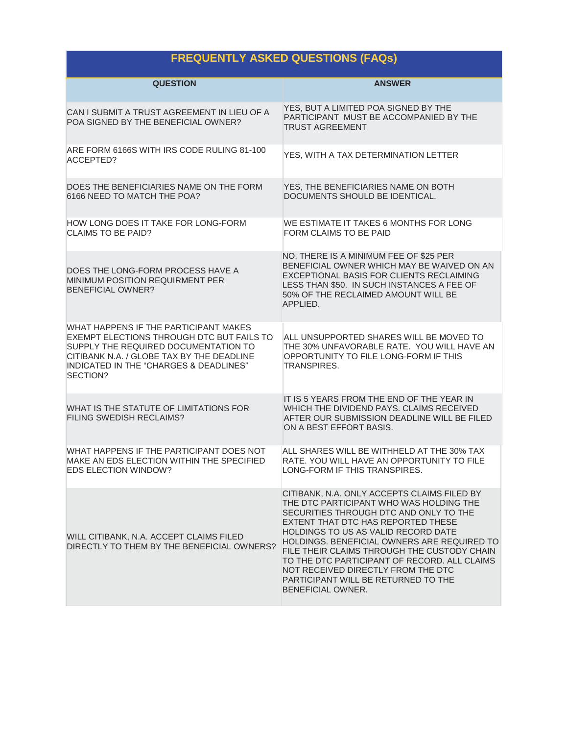## FREQUENTLY ASKED QUESTIONS (FAQs)

| QUESTION | ANSWER |
|---|---|
| CAN I SUBMIT A TRUST AGREEMENT IN LIEU OF A POA SIGNED BY THE BENEFICIAL OWNER? | YES, BUT A LIMITED POA SIGNED BY THE PARTICIPANT MUST BE ACCOMPANIED BY THE TRUST AGREEMENT |
| ARE FORM 6166S WITH IRS CODE RULING 81-100 ACCEPTED? | YES, WITH A TAX DETERMINATION LETTER |
| DOES THE BENEFICIARIES NAME ON THE FORM 6166 NEED TO MATCH THE POA? | YES, THE BENEFICIARIES NAME ON BOTH DOCUMENTS SHOULD BE IDENTICAL. |
| HOW LONG DOES IT TAKE FOR LONG-FORM CLAIMS TO BE PAID? | WE ESTIMATE IT TAKES 6 MONTHS FOR LONG FORM CLAIMS TO BE PAID |
| DOES THE LONG-FORM PROCESS HAVE A MINIMUM POSITION REQUIRMENT PER BENEFICIAL OWNER? | NO, THERE IS A MINIMUM FEE OF $25 PER BENEFICIAL OWNER WHICH MAY BE WAIVED ON AN EXCEPTIONAL BASIS FOR CLIENTS RECLAIMING LESS THAN $50. IN SUCH INSTANCES A FEE OF 50% OF THE RECLAIMED AMOUNT WILL BE APPLIED. |
| WHAT HAPPENS IF THE PARTICIPANT MAKES EXEMPT ELECTIONS THROUGH DTC BUT FAILS TO SUPPLY THE REQUIRED DOCUMENTATION TO CITIBANK N.A. / GLOBE TAX BY THE DEADLINE INDICATED IN THE "CHARGES & DEADLINES" SECTION? | ALL UNSUPPORTED SHARES WILL BE MOVED TO THE 30% UNFAVORABLE RATE. YOU WILL HAVE AN OPPORTUNITY TO FILE LONG-FORM IF THIS TRANSPIRES. |
| WHAT IS THE STATUTE OF LIMITATIONS FOR FILING SWEDISH RECLAIMS? | IT IS 5 YEARS FROM THE END OF THE YEAR IN WHICH THE DIVIDEND PAYS. CLAIMS RECEIVED AFTER OUR SUBMISSION DEADLINE WILL BE FILED ON A BEST EFFORT BASIS. |
| WHAT HAPPENS IF THE PARTICIPANT DOES NOT MAKE AN EDS ELECTION WITHIN THE SPECIFIED EDS ELECTION WINDOW? | ALL SHARES WILL BE WITHHELD AT THE 30% TAX RATE. YOU WILL HAVE AN OPPORTUNITY TO FILE LONG-FORM IF THIS TRANSPIRES. |
| WILL CITIBANK, N.A. ACCEPT CLAIMS FILED DIRECTLY TO THEM BY THE BENEFICIAL OWNERS? | CITIBANK, N.A. ONLY ACCEPTS CLAIMS FILED BY THE DTC PARTICIPANT WHO WAS HOLDING THE SECURITIES THROUGH DTC AND ONLY TO THE EXTENT THAT DTC HAS REPORTED THESE HOLDINGS TO US AS VALID RECORD DATE HOLDINGS. BENEFICIAL OWNERS ARE REQUIRED TO FILE THEIR CLAIMS THROUGH THE CUSTODY CHAIN TO THE DTC PARTICIPANT OF RECORD. ALL CLAIMS NOT RECEIVED DIRECTLY FROM THE DTC PARTICIPANT WILL BE RETURNED TO THE BENEFICIAL OWNER. |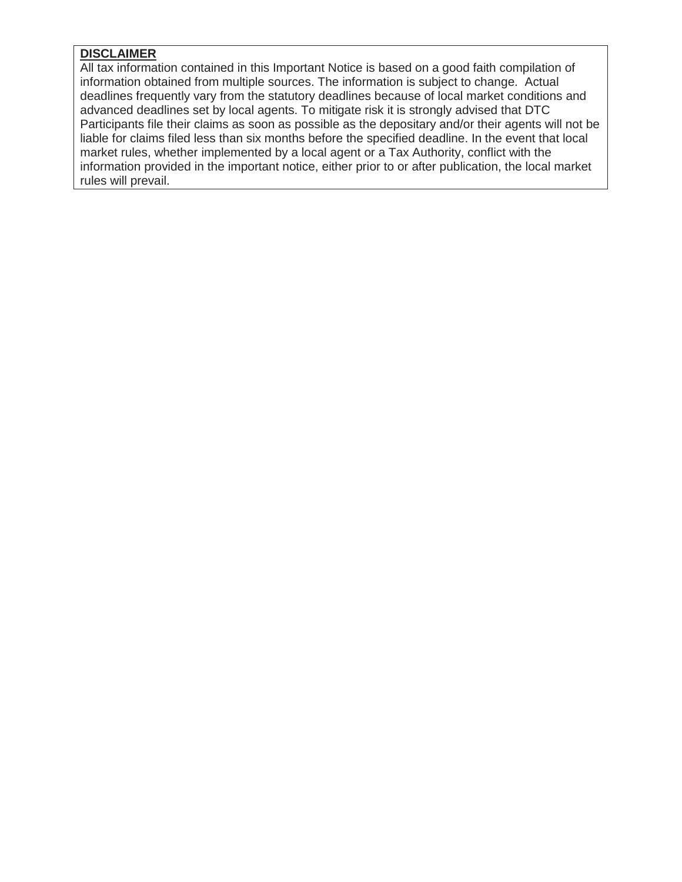**DISCLAIMER**

All tax information contained in this Important Notice is based on a good faith compilation of information obtained from multiple sources. The information is subject to change. Actual deadlines frequently vary from the statutory deadlines because of local market conditions and advanced deadlines set by local agents. To mitigate risk it is strongly advised that DTC Participants file their claims as soon as possible as the depositary and/or their agents will not be liable for claims filed less than six months before the specified deadline. In the event that local market rules, whether implemented by a local agent or a Tax Authority, conflict with the information provided in the important notice, either prior to or after publication, the local market rules will prevail.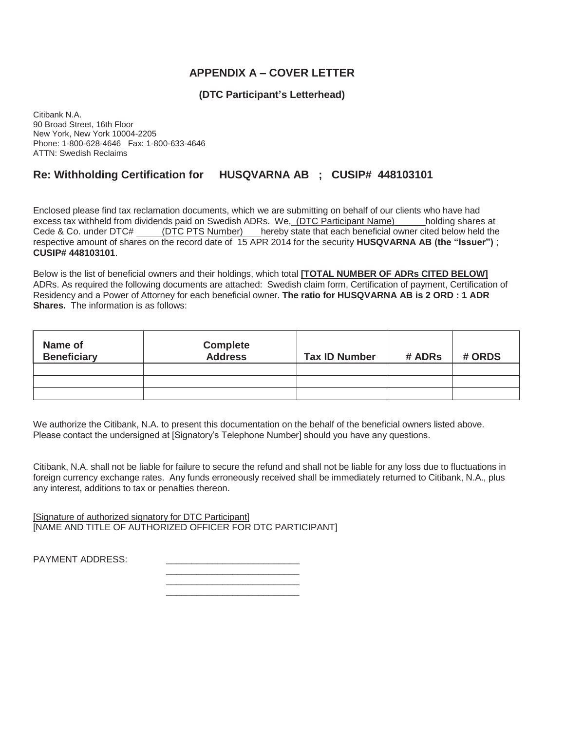## APPENDIX A – COVER LETTER

### (DTC Participant's Letterhead)

Citibank N.A.
90 Broad Street, 16th Floor
New York, New York 10004-2205
Phone: 1-800-628-4646 Fax: 1-800-633-4646
ATTN: Swedish Reclaims

## Re: Withholding Certification for HUSQVARNA AB ; CUSIP# 448103101

Enclosed please find tax reclamation documents, which we are submitting on behalf of our clients who have had excess tax withheld from dividends paid on Swedish ADRs. We, (DTC Participant Name) holding shares at Cede & Co. under DTC# (DTC PTS Number) hereby state that each beneficial owner cited below held the respective amount of shares on the record date of 15 APR 2014 for the security **HUSQVARNA AB (the "Issuer")** ; **CUSIP# 448103101**.

Below is the list of beneficial owners and their holdings, which total **[TOTAL NUMBER OF ADRs CITED BELOW]** ADRs. As required the following documents are attached: Swedish claim form, Certification of payment, Certification of Residency and a Power of Attorney for each beneficial owner. **The ratio for HUSQVARNA AB is 2 ORD : 1 ADR Shares.** The information is as follows:

| Name of Beneficiary | Complete Address | Tax ID Number | # ADRs | # ORDS |
|---|---|---|---|---|
| | | | | |
| | | | | |
| | | | | |

We authorize the Citibank, N.A. to present this documentation on the behalf of the beneficial owners listed above. Please contact the undersigned at [Signatory's Telephone Number] should you have any questions.

Citibank, N.A. shall not be liable for failure to secure the refund and shall not be liable for any loss due to fluctuations in foreign currency exchange rates. Any funds erroneously received shall be immediately returned to Citibank, N.A., plus any interest, additions to tax or penalties thereon.

[Signature of authorized signatory for DTC Participant]
[NAME AND TITLE OF AUTHORIZED OFFICER FOR DTC PARTICIPANT]

PAYMENT ADDRESS: ___________________________
___________________________
___________________________
___________________________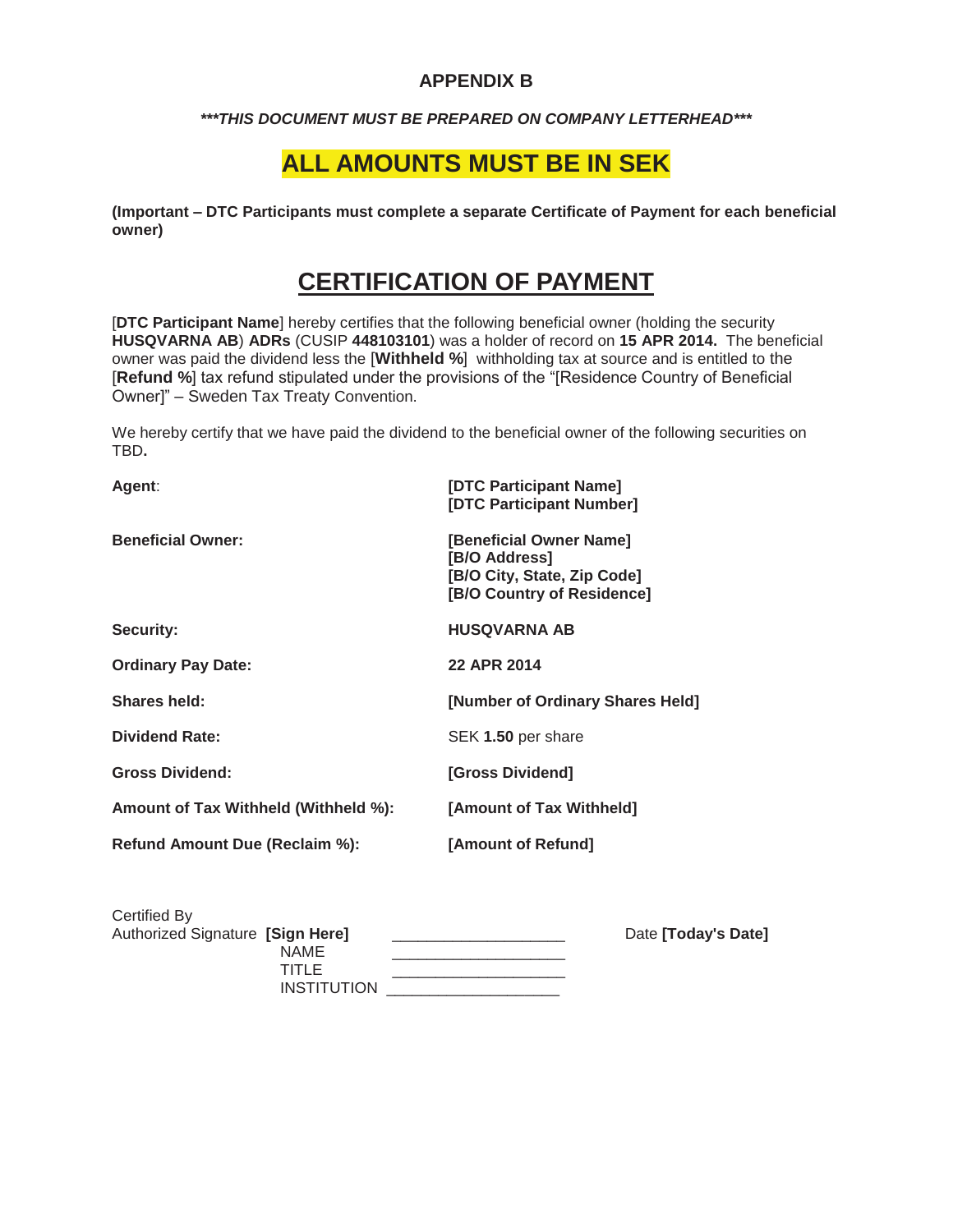## APPENDIX B

***\*\*\*THIS DOCUMENT MUST BE PREPARED ON COMPANY LETTERHEAD\*\*\****

# ALL AMOUNTS MUST BE IN SEK

**(Important – DTC Participants must complete a separate Certificate of Payment for each beneficial owner)**

# CERTIFICATION OF PAYMENT

[**DTC Participant Name**] hereby certifies that the following beneficial owner (holding the security **HUSQVARNA AB**) **ADRs** (CUSIP **448103101**) was a holder of record on **15 APR 2014.** The beneficial owner was paid the dividend less the [**Withheld %**] withholding tax at source and is entitled to the [**Refund %**] tax refund stipulated under the provisions of the "[Residence Country of Beneficial Owner]" – Sweden Tax Treaty Convention.

We hereby certify that we have paid the dividend to the beneficial owner of the following securities on TBD**.**

| | |
|---|---|
| **Agent**: | **[DTC Participant Name]**<br>**[DTC Participant Number]** |
| **Beneficial Owner:** | **[Beneficial Owner Name]**<br>**[B/O Address]**<br>**[B/O City, State, Zip Code]**<br>**[B/O Country of Residence]** |
| **Security:** | **HUSQVARNA AB** |
| **Ordinary Pay Date:** | **22 APR 2014** |
| **Shares held:** | **[Number of Ordinary Shares Held]** |
| **Dividend Rate:** | SEK **1.50** per share |
| **Gross Dividend:** | **[Gross Dividend]** |
| **Amount of Tax Withheld (Withheld %):** | **[Amount of Tax Withheld]** |
| **Refund Amount Due (Reclaim %):** | **[Amount of Refund]** |

Certified By

Authorized Signature **[Sign Here]** ____________________ Date **[Today's Date]**

NAME ____________________

TITLE ____________________

INSTITUTION ____________________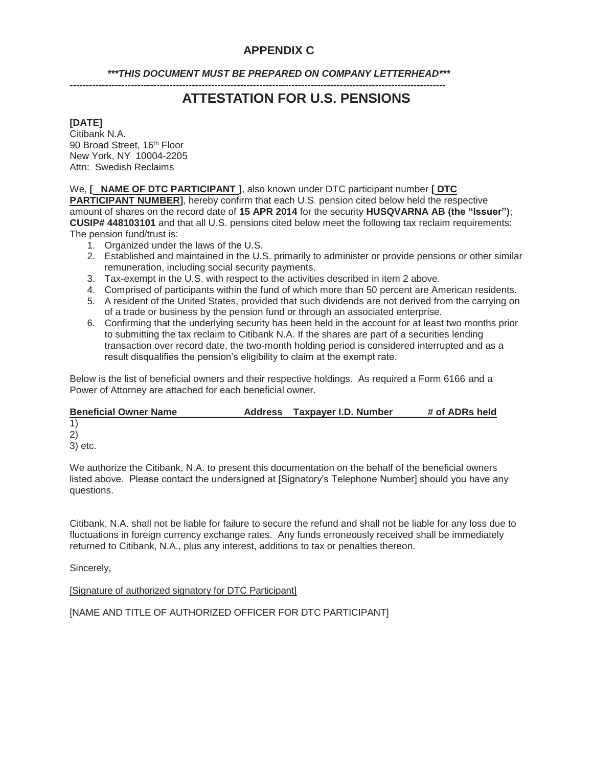## APPENDIX C

***\*\*\*THIS DOCUMENT MUST BE PREPARED ON COMPANY LETTERHEAD\*\*\****

---

# ATTESTATION FOR U.S. PENSIONS

**[DATE]**
Citibank N.A.
90 Broad Street, 16th Floor
New York, NY 10004-2205
Attn: Swedish Reclaims

We, **[ NAME OF DTC PARTICIPANT ]**, also known under DTC participant number **[ DTC PARTICIPANT NUMBER]**, hereby confirm that each U.S. pension cited below held the respective amount of shares on the record date of **15 APR 2014** for the security **HUSQVARNA AB (the "Issuer")**; **CUSIP# 448103101** and that all U.S. pensions cited below meet the following tax reclaim requirements: The pension fund/trust is:

1. Organized under the laws of the U.S.
2. Established and maintained in the U.S. primarily to administer or provide pensions or other similar remuneration, including social security payments.
3. Tax-exempt in the U.S. with respect to the activities described in item 2 above.
4. Comprised of participants within the fund of which more than 50 percent are American residents.
5. A resident of the United States, provided that such dividends are not derived from the carrying on of a trade or business by the pension fund or through an associated enterprise.
6. Confirming that the underlying security has been held in the account for at least two months prior to submitting the tax reclaim to Citibank N.A. If the shares are part of a securities lending transaction over record date, the two-month holding period is considered interrupted and as a result disqualifies the pension's eligibility to claim at the exempt rate.

Below is the list of beneficial owners and their respective holdings. As required a Form 6166 and a Power of Attorney are attached for each beneficial owner.

| Beneficial Owner Name | Address | Taxpayer I.D. Number | # of ADRs held |
|---|---|---|---|
| 1) | | | |
| 2) | | | |
| 3) etc. | | | |

We authorize the Citibank, N.A. to present this documentation on the behalf of the beneficial owners listed above. Please contact the undersigned at [Signatory's Telephone Number] should you have any questions.

Citibank, N.A. shall not be liable for failure to secure the refund and shall not be liable for any loss due to fluctuations in foreign currency exchange rates. Any funds erroneously received shall be immediately returned to Citibank, N.A., plus any interest, additions to tax or penalties thereon.

Sincerely,

[Signature of authorized signatory for DTC Participant]

[NAME AND TITLE OF AUTHORIZED OFFICER FOR DTC PARTICIPANT]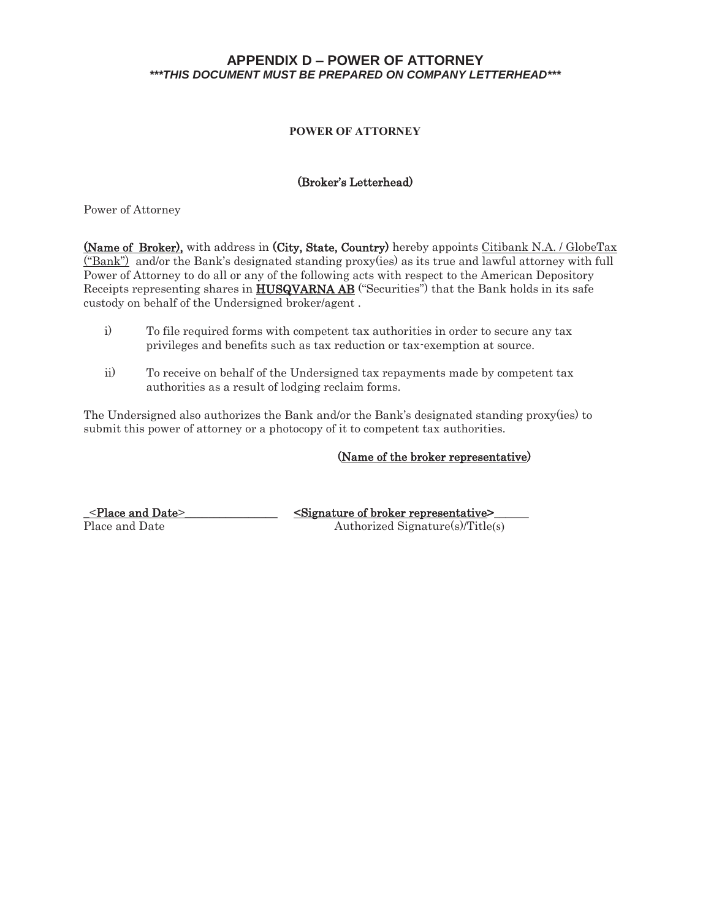# APPENDIX D – POWER OF ATTORNEY

***\*\*\*THIS DOCUMENT MUST BE PREPARED ON COMPANY LETTERHEAD\*\*\****

**POWER OF ATTORNEY**

**(Broker's Letterhead)**

Power of Attorney

**(Name of Broker),** with address in **(City, State, Country)** hereby appoints Citibank N.A. / GlobeTax ("Bank") and/or the Bank's designated standing proxy(ies) as its true and lawful attorney with full Power of Attorney to do all or any of the following acts with respect to the American Depository Receipts representing shares in **HUSQVARNA AB** ("Securities") that the Bank holds in its safe custody on behalf of the Undersigned broker/agent .

i) To file required forms with competent tax authorities in order to secure any tax privileges and benefits such as tax reduction or tax-exemption at source.

ii) To receive on behalf of the Undersigned tax repayments made by competent tax authorities as a result of lodging reclaim forms.

The Undersigned also authorizes the Bank and/or the Bank's designated standing proxy(ies) to submit this power of attorney or a photocopy of it to competent tax authorities.

**(Name of the broker representative)**

_<Place and Date>________________ &nbsp;&nbsp;&nbsp; **<Signature of broker representative>**______

Place and Date &nbsp;&nbsp;&nbsp; Authorized Signature(s)/Title(s)